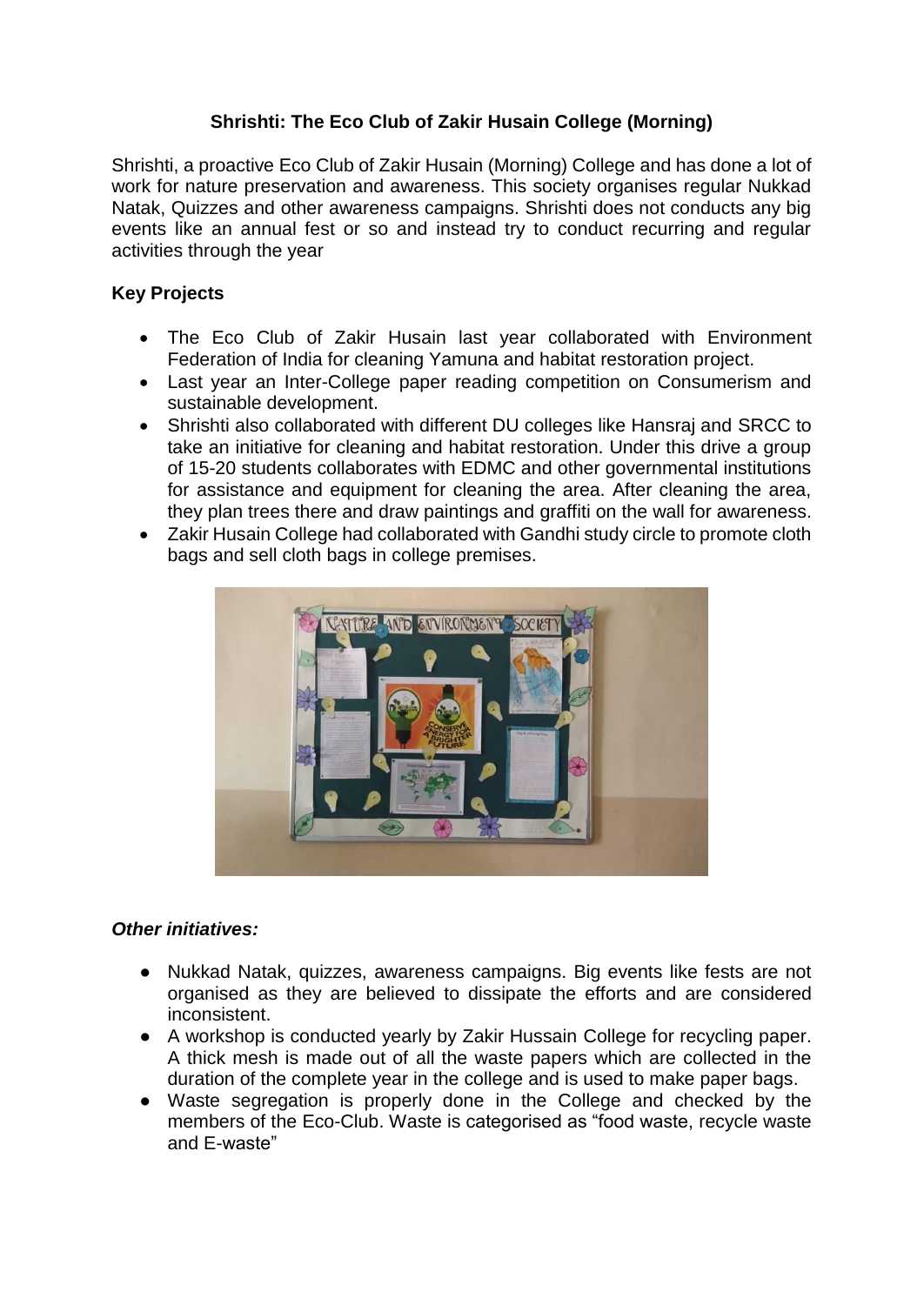**Shrishti: The Eco Club of Zakir Husain College (Morning)**

Shrishti, a proactive Eco Club of Zakir Husain (Morning) College and has done a lot of work for nature preservation and awareness. This society organises regular Nukkad Natak, Quizzes and other awareness campaigns. Shrishti does not conducts any big events like an annual fest or so and instead try to conduct recurring and regular activities through the year

**Key Projects**

- The Eco Club of Zakir Husain last year collaborated with Environment Federation of India for cleaning Yamuna and habitat restoration project.
- Last year an Inter-College paper reading competition on Consumerism and sustainable development.
- Shrishti also collaborated with different DU colleges like Hansraj and SRCC to take an initiative for cleaning and habitat restoration. Under this drive a group of 15-20 students collaborates with EDMC and other governmental institutions for assistance and equipment for cleaning the area. After cleaning the area, they plan trees there and draw paintings and graffiti on the wall for awareness.
- Zakir Husain College had collaborated with Gandhi study circle to promote cloth bags and sell cloth bags in college premises.

***Other initiatives:***

- Nukkad Natak, quizzes, awareness campaigns. Big events like fests are not organised as they are believed to dissipate the efforts and are considered inconsistent.
- A workshop is conducted yearly by Zakir Hussain College for recycling paper. A thick mesh is made out of all the waste papers which are collected in the duration of the complete year in the college and is used to make paper bags.
- Waste segregation is properly done in the College and checked by the members of the Eco-Club. Waste is categorised as "food waste, recycle waste and E-waste"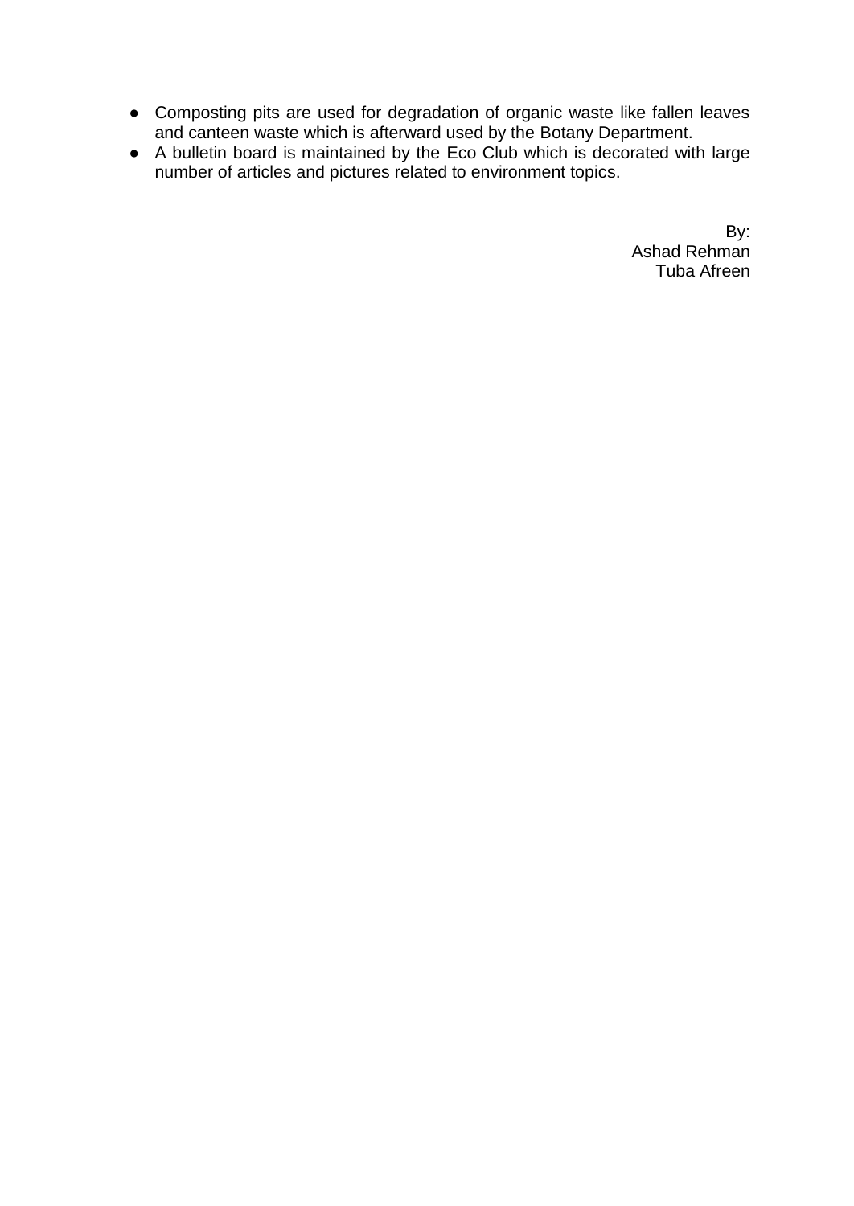- Composting pits are used for degradation of organic waste like fallen leaves and canteen waste which is afterward used by the Botany Department.
- A bulletin board is maintained by the Eco Club which is decorated with large number of articles and pictures related to environment topics.

By:
Ashad Rehman
Tuba Afreen